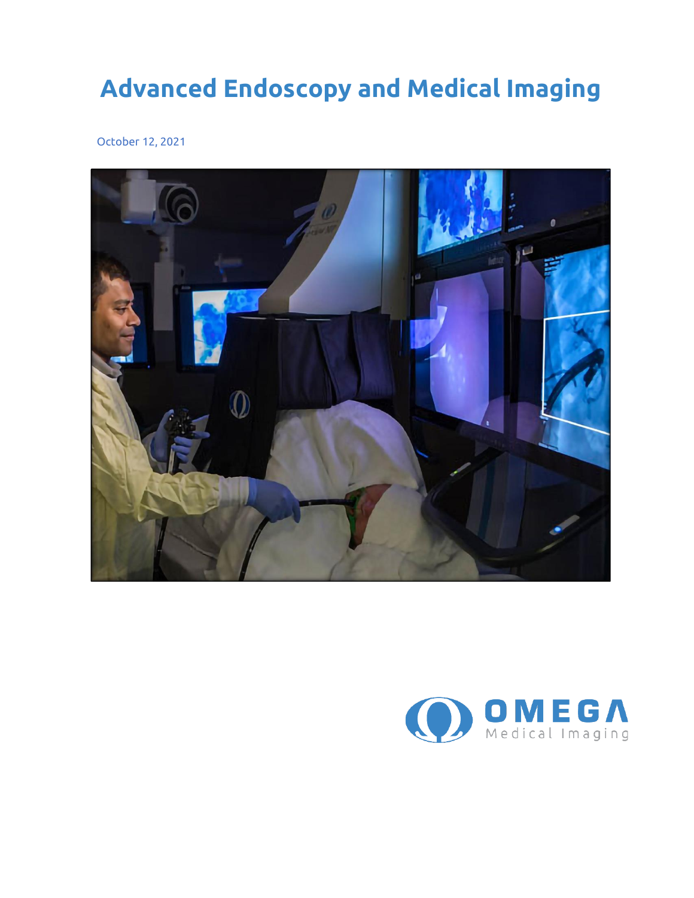# Advanced Endoscopy and Medical Imaging

October 12, 2021

OMEGA
Medical Imaging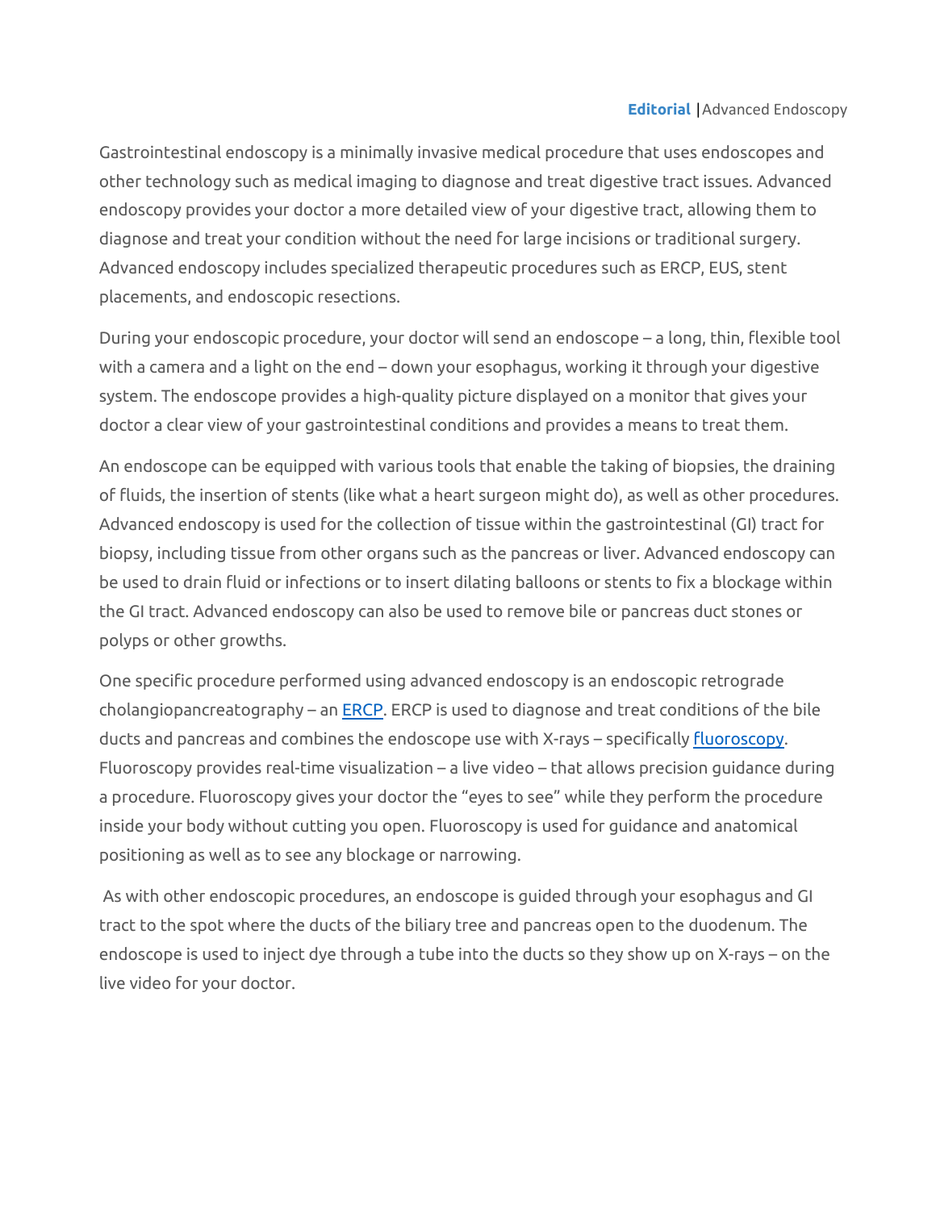Gastrointestinal endoscopy is a minimally invasive medical procedure that uses endoscopes and other technology such as medical imaging to diagnose and treat digestive tract issues. Advanced endoscopy provides your doctor a more detailed view of your digestive tract, allowing them to diagnose and treat your condition without the need for large incisions or traditional surgery. Advanced endoscopy includes specialized therapeutic procedures such as ERCP, EUS, stent placements, and endoscopic resections.

During your endoscopic procedure, your doctor will send an endoscope – a long, thin, flexible tool with a camera and a light on the end – down your esophagus, working it through your digestive system. The endoscope provides a high-quality picture displayed on a monitor that gives your doctor a clear view of your gastrointestinal conditions and provides a means to treat them.

An endoscope can be equipped with various tools that enable the taking of biopsies, the draining of fluids, the insertion of stents (like what a heart surgeon might do), as well as other procedures. Advanced endoscopy is used for the collection of tissue within the gastrointestinal (GI) tract for biopsy, including tissue from other organs such as the pancreas or liver. Advanced endoscopy can be used to drain fluid or infections or to insert dilating balloons or stents to fix a blockage within the GI tract. Advanced endoscopy can also be used to remove bile or pancreas duct stones or polyps or other growths.

One specific procedure performed using advanced endoscopy is an endoscopic retrograde cholangiopancreatography – an ERCP. ERCP is used to diagnose and treat conditions of the bile ducts and pancreas and combines the endoscope use with X-rays – specifically fluoroscopy. Fluoroscopy provides real-time visualization – a live video – that allows precision guidance during a procedure. Fluoroscopy gives your doctor the "eyes to see" while they perform the procedure inside your body without cutting you open. Fluoroscopy is used for guidance and anatomical positioning as well as to see any blockage or narrowing.

As with other endoscopic procedures, an endoscope is guided through your esophagus and GI tract to the spot where the ducts of the biliary tree and pancreas open to the duodenum. The endoscope is used to inject dye through a tube into the ducts so they show up on X-rays – on the live video for your doctor.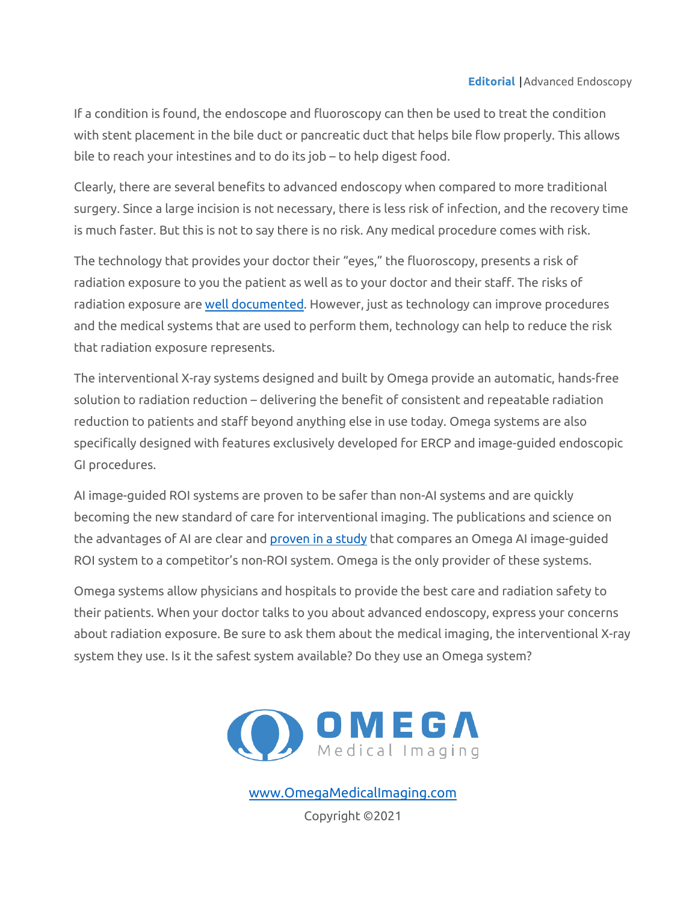If a condition is found, the endoscope and fluoroscopy can then be used to treat the condition with stent placement in the bile duct or pancreatic duct that helps bile flow properly. This allows bile to reach your intestines and to do its job – to help digest food.

Clearly, there are several benefits to advanced endoscopy when compared to more traditional surgery. Since a large incision is not necessary, there is less risk of infection, and the recovery time is much faster. But this is not to say there is no risk. Any medical procedure comes with risk.

The technology that provides your doctor their "eyes," the fluoroscopy, presents a risk of radiation exposure to you the patient as well as to your doctor and their staff. The risks of radiation exposure are well documented. However, just as technology can improve procedures and the medical systems that are used to perform them, technology can help to reduce the risk that radiation exposure represents.

The interventional X-ray systems designed and built by Omega provide an automatic, hands-free solution to radiation reduction – delivering the benefit of consistent and repeatable radiation reduction to patients and staff beyond anything else in use today. Omega systems are also specifically designed with features exclusively developed for ERCP and image-guided endoscopic GI procedures.

AI image-guided ROI systems are proven to be safer than non-AI systems and are quickly becoming the new standard of care for interventional imaging. The publications and science on the advantages of AI are clear and proven in a study that compares an Omega AI image-guided ROI system to a competitor's non-ROI system. Omega is the only provider of these systems.

Omega systems allow physicians and hospitals to provide the best care and radiation safety to their patients. When your doctor talks to you about advanced endoscopy, express your concerns about radiation exposure. Be sure to ask them about the medical imaging, the interventional X-ray system they use. Is it the safest system available? Do they use an Omega system?

OMEGA Medical Imaging

www.OmegaMedicalImaging.com

Copyright ©2021